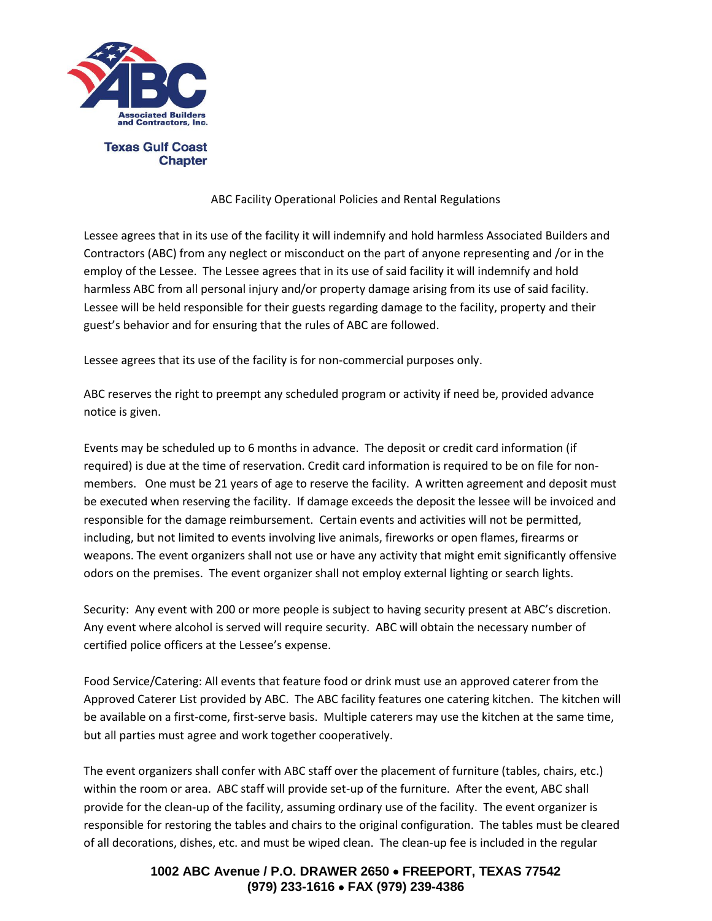Associated Builders and Contractors, Inc.

Texas Gulf Coast Chapter

# ABC Facility Operational Policies and Rental Regulations

Lessee agrees that in its use of the facility it will indemnify and hold harmless Associated Builders and Contractors (ABC) from any neglect or misconduct on the part of anyone representing and /or in the employ of the Lessee. The Lessee agrees that in its use of said facility it will indemnify and hold harmless ABC from all personal injury and/or property damage arising from its use of said facility. Lessee will be held responsible for their guests regarding damage to the facility, property and their guest's behavior and for ensuring that the rules of ABC are followed.

Lessee agrees that its use of the facility is for non-commercial purposes only.

ABC reserves the right to preempt any scheduled program or activity if need be, provided advance notice is given.

Events may be scheduled up to 6 months in advance. The deposit or credit card information (if required) is due at the time of reservation. Credit card information is required to be on file for non-members. One must be 21 years of age to reserve the facility. A written agreement and deposit must be executed when reserving the facility. If damage exceeds the deposit the lessee will be invoiced and responsible for the damage reimbursement. Certain events and activities will not be permitted, including, but not limited to events involving live animals, fireworks or open flames, firearms or weapons. The event organizers shall not use or have any activity that might emit significantly offensive odors on the premises. The event organizer shall not employ external lighting or search lights.

Security: Any event with 200 or more people is subject to having security present at ABC's discretion. Any event where alcohol is served will require security. ABC will obtain the necessary number of certified police officers at the Lessee's expense.

Food Service/Catering: All events that feature food or drink must use an approved caterer from the Approved Caterer List provided by ABC. The ABC facility features one catering kitchen. The kitchen will be available on a first-come, first-serve basis. Multiple caterers may use the kitchen at the same time, but all parties must agree and work together cooperatively.

The event organizers shall confer with ABC staff over the placement of furniture (tables, chairs, etc.) within the room or area. ABC staff will provide set-up of the furniture. After the event, ABC shall provide for the clean-up of the facility, assuming ordinary use of the facility. The event organizer is responsible for restoring the tables and chairs to the original configuration. The tables must be cleared of all decorations, dishes, etc. and must be wiped clean. The clean-up fee is included in the regular

**1002 ABC Avenue / P.O. DRAWER 2650 • FREEPORT, TEXAS 77542**
**(979) 233-1616 • FAX (979) 239-4386**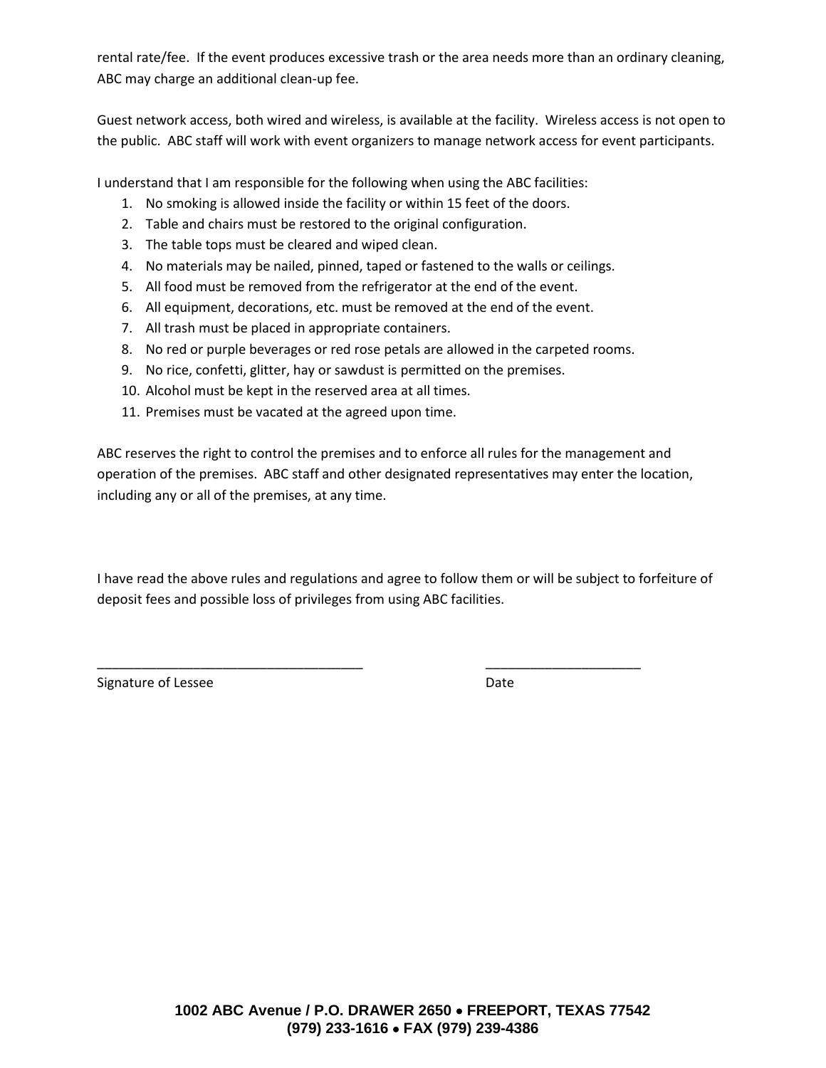rental rate/fee. If the event produces excessive trash or the area needs more than an ordinary cleaning, ABC may charge an additional clean-up fee.

Guest network access, both wired and wireless, is available at the facility. Wireless access is not open to the public. ABC staff will work with event organizers to manage network access for event participants.

I understand that I am responsible for the following when using the ABC facilities:

1. No smoking is allowed inside the facility or within 15 feet of the doors.
2. Table and chairs must be restored to the original configuration.
3. The table tops must be cleared and wiped clean.
4. No materials may be nailed, pinned, taped or fastened to the walls or ceilings.
5. All food must be removed from the refrigerator at the end of the event.
6. All equipment, decorations, etc. must be removed at the end of the event.
7. All trash must be placed in appropriate containers.
8. No red or purple beverages or red rose petals are allowed in the carpeted rooms.
9. No rice, confetti, glitter, hay or sawdust is permitted on the premises.
10. Alcohol must be kept in the reserved area at all times.
11. Premises must be vacated at the agreed upon time.

ABC reserves the right to control the premises and to enforce all rules for the management and operation of the premises. ABC staff and other designated representatives may enter the location, including any or all of the premises, at any time.

I have read the above rules and regulations and agree to follow them or will be subject to forfeiture of deposit fees and possible loss of privileges from using ABC facilities.

_____________________________________ _____________________

Signature of Lessee Date

**1002 ABC Avenue / P.O. DRAWER 2650 • FREEPORT, TEXAS 77542**
**(979) 233-1616 • FAX (979) 239-4386**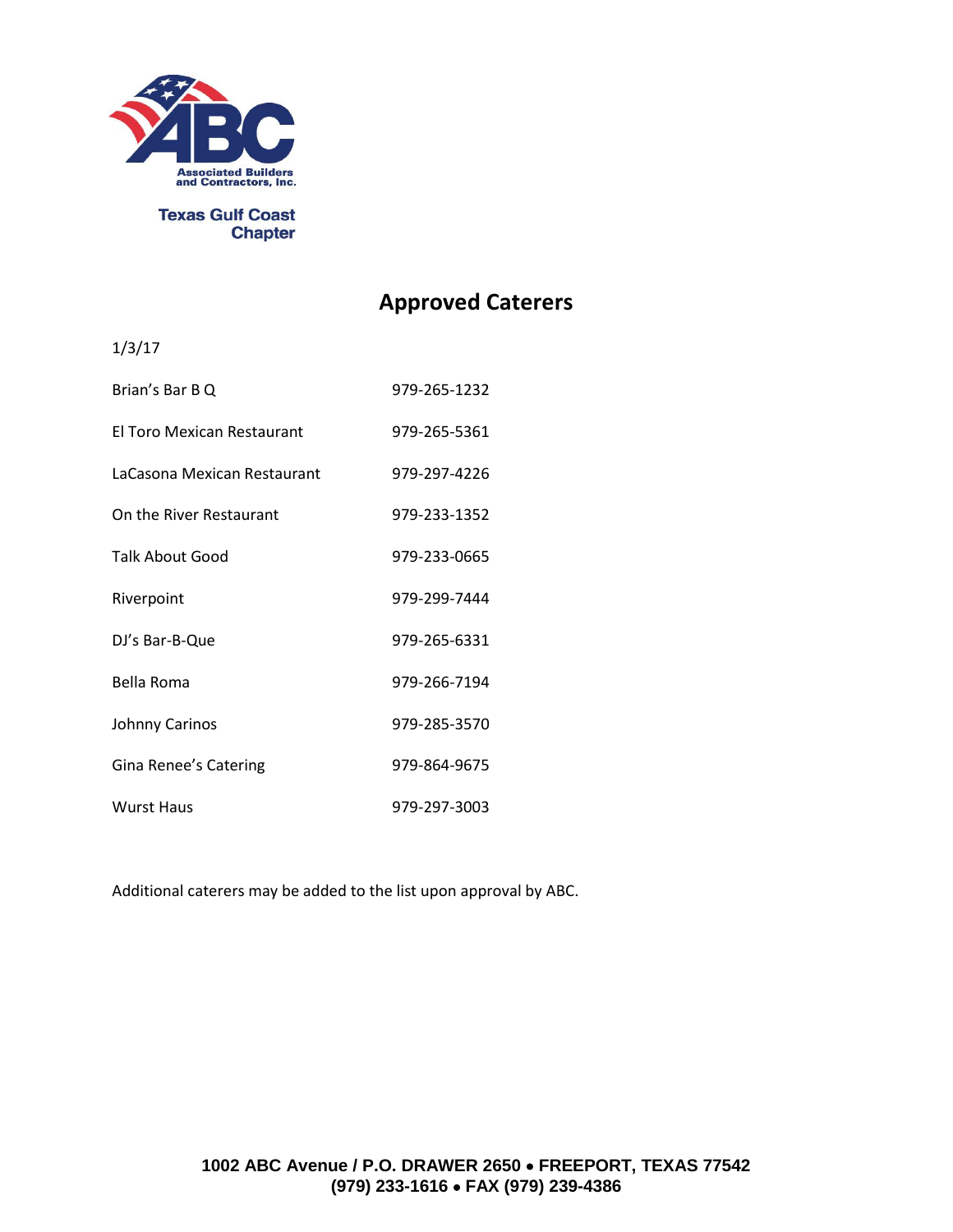Associated Builders and Contractors, Inc.

Texas Gulf Coast Chapter

# Approved Caterers

1/3/17

| | |
|---|---|
| Brian's Bar B Q | 979-265-1232 |
| El Toro Mexican Restaurant | 979-265-5361 |
| LaCasona Mexican Restaurant | 979-297-4226 |
| On the River Restaurant | 979-233-1352 |
| Talk About Good | 979-233-0665 |
| Riverpoint | 979-299-7444 |
| DJ's Bar-B-Que | 979-265-6331 |
| Bella Roma | 979-266-7194 |
| Johnny Carinos | 979-285-3570 |
| Gina Renee's Catering | 979-864-9675 |
| Wurst Haus | 979-297-3003 |

Additional caterers may be added to the list upon approval by ABC.

**1002 ABC Avenue / P.O. DRAWER 2650 • FREEPORT, TEXAS 77542**
**(979) 233-1616 • FAX (979) 239-4386**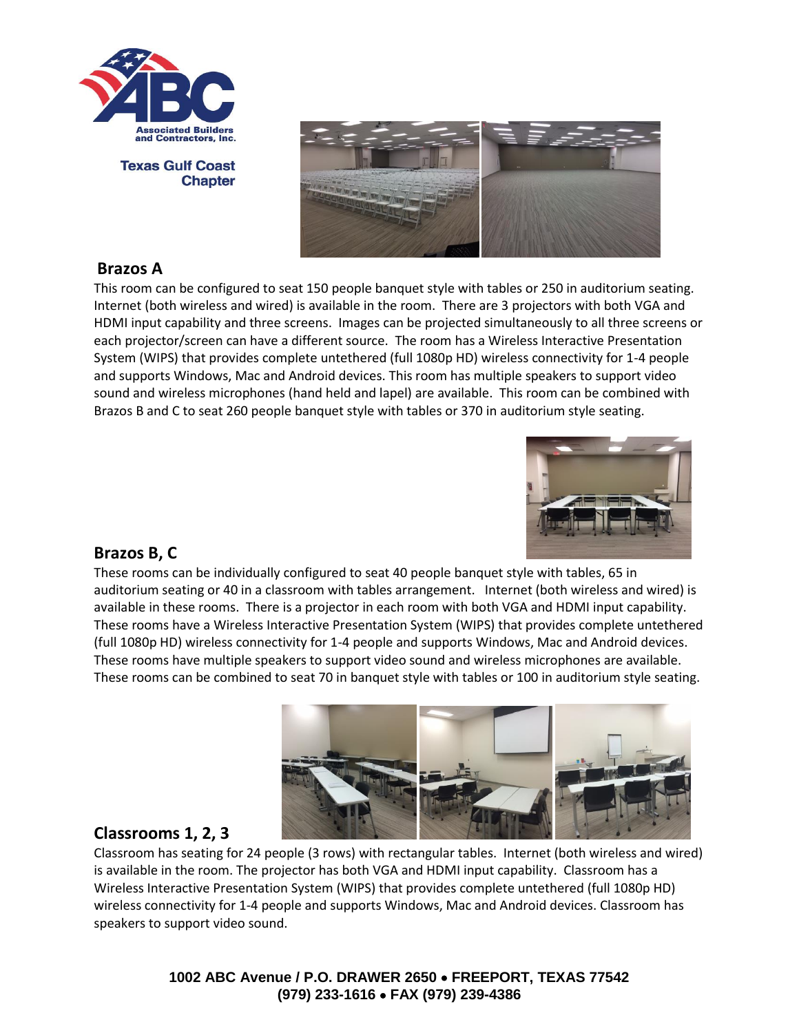Associated Builders and Contractors, Inc.

Texas Gulf Coast Chapter

## Brazos A

This room can be configured to seat 150 people banquet style with tables or 250 in auditorium seating. Internet (both wireless and wired) is available in the room. There are 3 projectors with both VGA and HDMI input capability and three screens. Images can be projected simultaneously to all three screens or each projector/screen can have a different source. The room has a Wireless Interactive Presentation System (WIPS) that provides complete untethered (full 1080p HD) wireless connectivity for 1-4 people and supports Windows, Mac and Android devices. This room has multiple speakers to support video sound and wireless microphones (hand held and lapel) are available. This room can be combined with Brazos B and C to seat 260 people banquet style with tables or 370 in auditorium style seating.

## Brazos B, C

These rooms can be individually configured to seat 40 people banquet style with tables, 65 in auditorium seating or 40 in a classroom with tables arrangement. Internet (both wireless and wired) is available in these rooms. There is a projector in each room with both VGA and HDMI input capability. These rooms have a Wireless Interactive Presentation System (WIPS) that provides complete untethered (full 1080p HD) wireless connectivity for 1-4 people and supports Windows, Mac and Android devices. These rooms have multiple speakers to support video sound and wireless microphones are available. These rooms can be combined to seat 70 in banquet style with tables or 100 in auditorium style seating.

## Classrooms 1, 2, 3

Classroom has seating for 24 people (3 rows) with rectangular tables. Internet (both wireless and wired) is available in the room. The projector has both VGA and HDMI input capability. Classroom has a Wireless Interactive Presentation System (WIPS) that provides complete untethered (full 1080p HD) wireless connectivity for 1-4 people and supports Windows, Mac and Android devices. Classroom has speakers to support video sound.

**1002 ABC Avenue / P.O. DRAWER 2650 • FREEPORT, TEXAS 77542**
**(979) 233-1616 • FAX (979) 239-4386**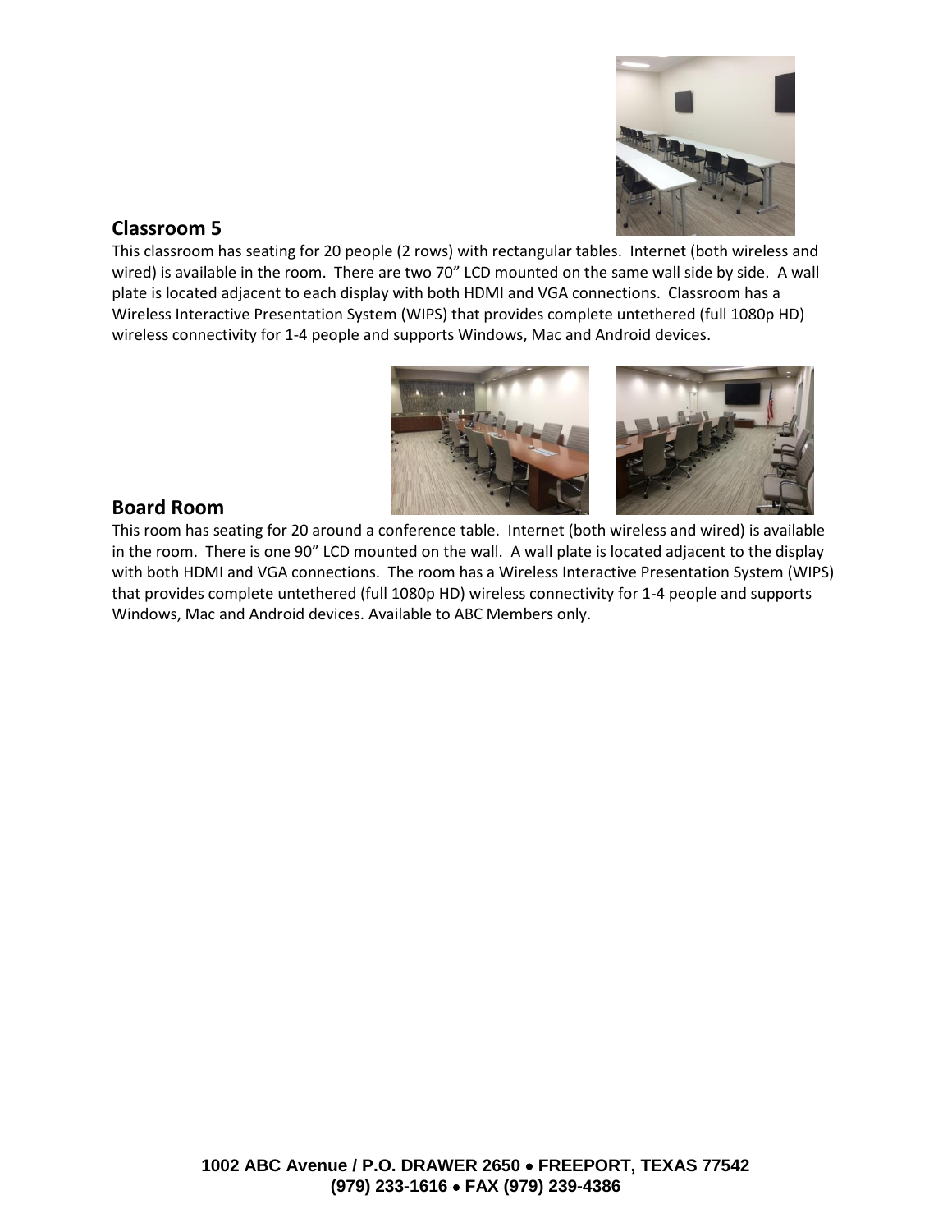## Classroom 5

This classroom has seating for 20 people (2 rows) with rectangular tables. Internet (both wireless and wired) is available in the room. There are two 70" LCD mounted on the same wall side by side. A wall plate is located adjacent to each display with both HDMI and VGA connections. Classroom has a Wireless Interactive Presentation System (WIPS) that provides complete untethered (full 1080p HD) wireless connectivity for 1-4 people and supports Windows, Mac and Android devices.

## Board Room

This room has seating for 20 around a conference table. Internet (both wireless and wired) is available in the room. There is one 90" LCD mounted on the wall. A wall plate is located adjacent to the display with both HDMI and VGA connections. The room has a Wireless Interactive Presentation System (WIPS) that provides complete untethered (full 1080p HD) wireless connectivity for 1-4 people and supports Windows, Mac and Android devices. Available to ABC Members only.

**1002 ABC Avenue / P.O. DRAWER 2650 • FREEPORT, TEXAS 77542**
**(979) 233-1616 • FAX (979) 239-4386**